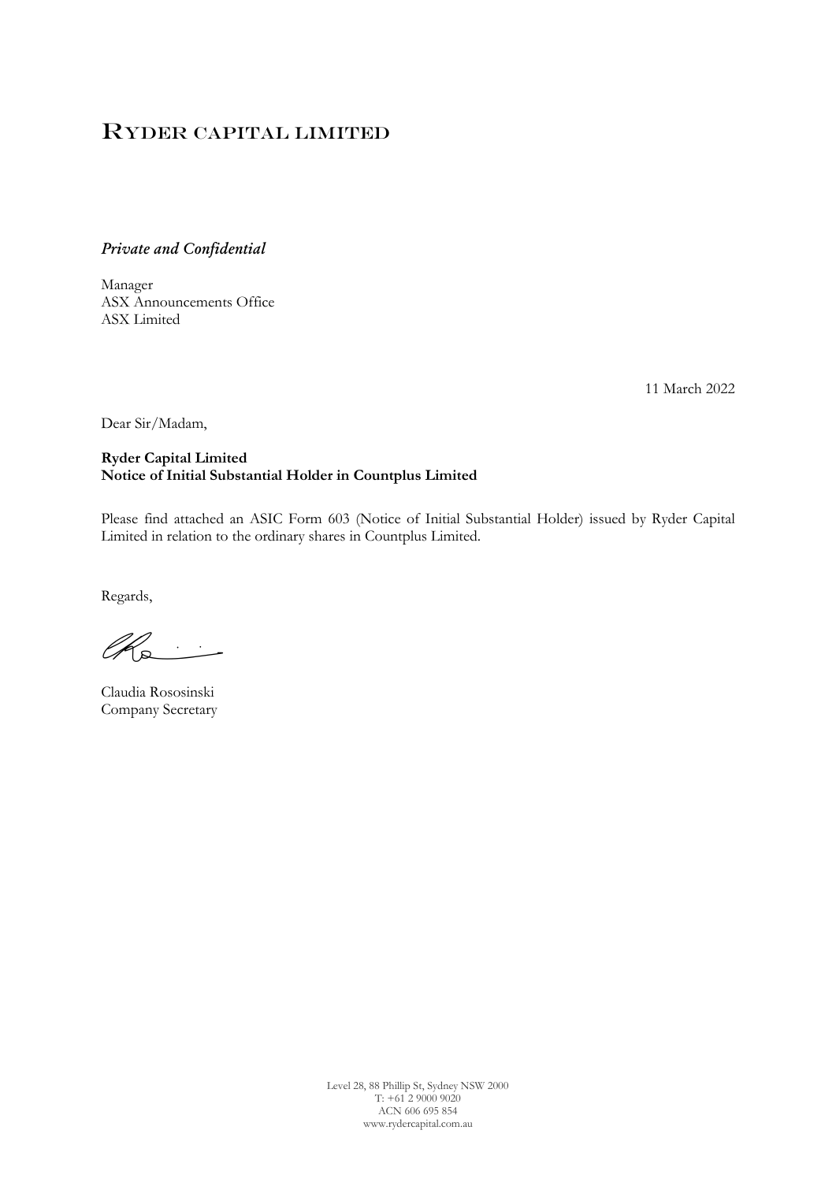# Ryder Capital Limited

*Private and Confidential*

Manager
ASX Announcements Office
ASX Limited

11 March 2022

Dear Sir/Madam,

**Ryder Capital Limited**
**Notice of Initial Substantial Holder in Countplus Limited**

Please find attached an ASIC Form 603 (Notice of Initial Substantial Holder) issued by Ryder Capital Limited in relation to the ordinary shares in Countplus Limited.

Regards,

Claudia Rososinski
Company Secretary

Level 28, 88 Phillip St, Sydney NSW 2000
T: +61 2 9000 9020
ACN 606 695 854
www.rydercapital.com.au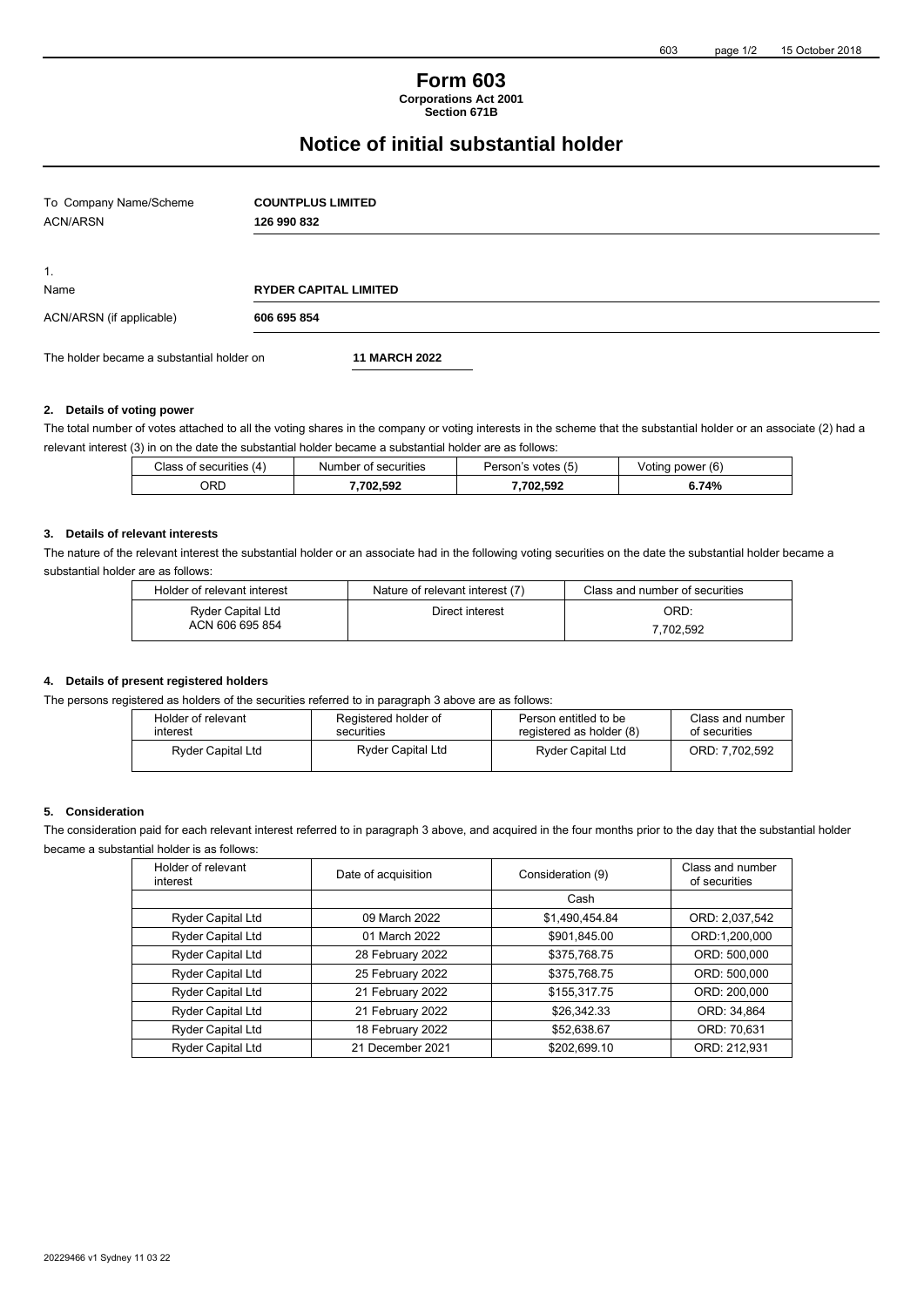# Form 603

**Corporations Act 2001**
**Section 671B**

# Notice of initial substantial holder

| To Company Name/Scheme | **COUNTPLUS LIMITED** |
|---|---|
| ACN/ARSN | **126 990 832** |

1.

| Name | **RYDER CAPITAL LIMITED** |
|---|---|
| ACN/ARSN (if applicable) | **606 695 854** |

The holder became a substantial holder on **11 MARCH 2022**

### 2. Details of voting power

The total number of votes attached to all the voting shares in the company or voting interests in the scheme that the substantial holder or an associate (2) had a relevant interest (3) in on the date the substantial holder became a substantial holder are as follows:

| Class of securities (4) | Number of securities | Person's votes (5) | Voting power (6) |
|---|---|---|---|
| ORD | **7,702,592** | **7,702,592** | **6.74%** |

### 3. Details of relevant interests

The nature of the relevant interest the substantial holder or an associate had in the following voting securities on the date the substantial holder became a substantial holder are as follows:

| Holder of relevant interest | Nature of relevant interest (7) | Class and number of securities |
|---|---|---|
| Ryder Capital Ltd ACN 606 695 854 | Direct interest | ORD: 7,702,592 |

### 4. Details of present registered holders

The persons registered as holders of the securities referred to in paragraph 3 above are as follows:

| Holder of relevant interest | Registered holder of securities | Person entitled to be registered as holder (8) | Class and number of securities |
|---|---|---|---|
| Ryder Capital Ltd | Ryder Capital Ltd | Ryder Capital Ltd | ORD: 7,702,592 |

### 5. Consideration

The consideration paid for each relevant interest referred to in paragraph 3 above, and acquired in the four months prior to the day that the substantial holder became a substantial holder is as follows:

| Holder of relevant interest | Date of acquisition | Consideration (9) | Class and number of securities |
|---|---|---|---|
| | | Cash | |
| Ryder Capital Ltd | 09 March 2022 | $1,490,454.84 | ORD: 2,037,542 |
| Ryder Capital Ltd | 01 March 2022 | $901,845.00 | ORD:1,200,000 |
| Ryder Capital Ltd | 28 February 2022 | $375,768.75 | ORD: 500,000 |
| Ryder Capital Ltd | 25 February 2022 | $375,768.75 | ORD: 500,000 |
| Ryder Capital Ltd | 21 February 2022 | $155,317.75 | ORD: 200,000 |
| Ryder Capital Ltd | 21 February 2022 | $26,342.33 | ORD: 34,864 |
| Ryder Capital Ltd | 18 February 2022 | $52,638.67 | ORD: 70,631 |
| Ryder Capital Ltd | 21 December 2021 | $202,699.10 | ORD: 212,931 |

20229466 v1 Sydney 11 03 22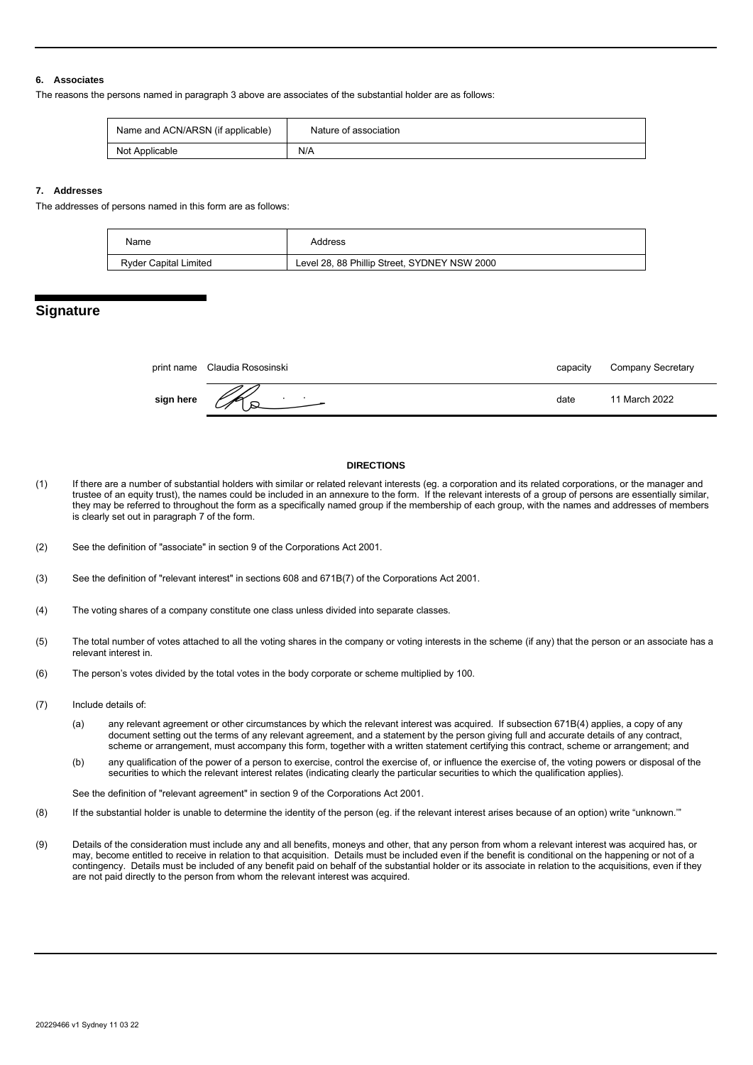### 6. Associates

The reasons the persons named in paragraph 3 above are associates of the substantial holder are as follows:

| Name and ACN/ARSN (if applicable) | Nature of association |
|---|---|
| Not Applicable | N/A |

### 7. Addresses

The addresses of persons named in this form are as follows:

| Name | Address |
|---|---|
| Ryder Capital Limited | Level 28, 88 Phillip Street, SYDNEY NSW 2000 |

## Signature

| | | | |
|---|---|---|---|
| print name | Claudia Rososinski | capacity | Company Secretary |
| **sign here** | | date | 11 March 2022 |

**DIRECTIONS**

(1) If there are a number of substantial holders with similar or related relevant interests (eg. a corporation and its related corporations, or the manager and trustee of an equity trust), the names could be included in an annexure to the form. If the relevant interests of a group of persons are essentially similar, they may be referred to throughout the form as a specifically named group if the membership of each group, with the names and addresses of members is clearly set out in paragraph 7 of the form.

(2) See the definition of "associate" in section 9 of the Corporations Act 2001.

(3) See the definition of "relevant interest" in sections 608 and 671B(7) of the Corporations Act 2001.

(4) The voting shares of a company constitute one class unless divided into separate classes.

(5) The total number of votes attached to all the voting shares in the company or voting interests in the scheme (if any) that the person or an associate has a relevant interest in.

(6) The person's votes divided by the total votes in the body corporate or scheme multiplied by 100.

(7) Include details of:

(a) any relevant agreement or other circumstances by which the relevant interest was acquired. If subsection 671B(4) applies, a copy of any document setting out the terms of any relevant agreement, and a statement by the person giving full and accurate details of any contract, scheme or arrangement, must accompany this form, together with a written statement certifying this contract, scheme or arrangement; and

(b) any qualification of the power of a person to exercise, control the exercise of, or influence the exercise of, the voting powers or disposal of the securities to which the relevant interest relates (indicating clearly the particular securities to which the qualification applies).

See the definition of "relevant agreement" in section 9 of the Corporations Act 2001.

(8) If the substantial holder is unable to determine the identity of the person (eg. if the relevant interest arises because of an option) write "unknown.'"

(9) Details of the consideration must include any and all benefits, moneys and other, that any person from whom a relevant interest was acquired has, or may, become entitled to receive in relation to that acquisition. Details must be included even if the benefit is conditional on the happening or not of a contingency. Details must be included of any benefit paid on behalf of the substantial holder or its associate in relation to the acquisitions, even if they are not paid directly to the person from whom the relevant interest was acquired.

20229466 v1 Sydney 11 03 22